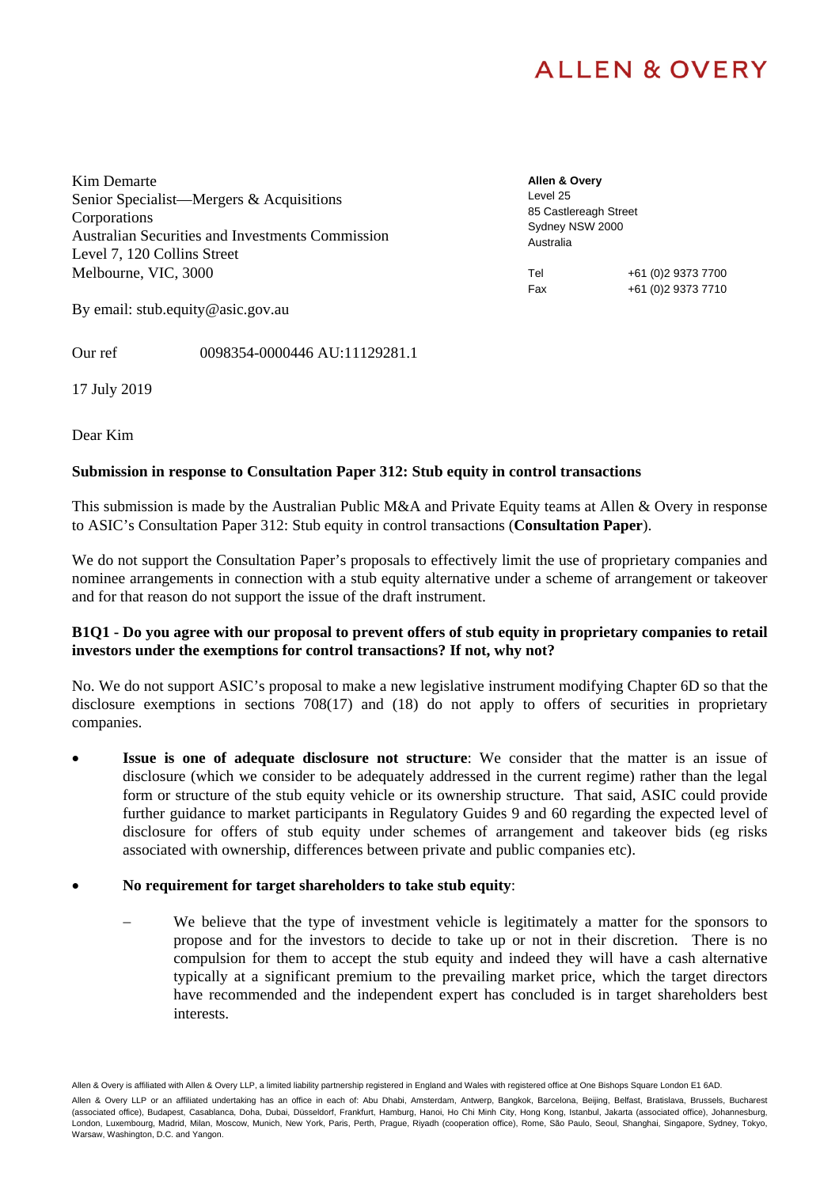ALLEN & OVERY

Kim Demarte
Senior Specialist—Mergers & Acquisitions
Corporations
Australian Securities and Investments Commission
Level 7, 120 Collins Street
Melbourne, VIC, 3000

**Allen & Overy**
Level 25
85 Castlereagh Street
Sydney NSW 2000
Australia

Tel +61 (0)2 9373 7700
Fax +61 (0)2 9373 7710

By email: stub.equity@asic.gov.au

Our ref 0098354-0000446 AU:11129281.1

17 July 2019

Dear Kim

**Submission in response to Consultation Paper 312: Stub equity in control transactions**

This submission is made by the Australian Public M&A and Private Equity teams at Allen & Overy in response to ASIC's Consultation Paper 312: Stub equity in control transactions (**Consultation Paper**).

We do not support the Consultation Paper's proposals to effectively limit the use of proprietary companies and nominee arrangements in connection with a stub equity alternative under a scheme of arrangement or takeover and for that reason do not support the issue of the draft instrument.

**B1Q1 - Do you agree with our proposal to prevent offers of stub equity in proprietary companies to retail investors under the exemptions for control transactions? If not, why not?**

No. We do not support ASIC's proposal to make a new legislative instrument modifying Chapter 6D so that the disclosure exemptions in sections 708(17) and (18) do not apply to offers of securities in proprietary companies.

- **Issue is one of adequate disclosure not structure**: We consider that the matter is an issue of disclosure (which we consider to be adequately addressed in the current regime) rather than the legal form or structure of the stub equity vehicle or its ownership structure. That said, ASIC could provide further guidance to market participants in Regulatory Guides 9 and 60 regarding the expected level of disclosure for offers of stub equity under schemes of arrangement and takeover bids (eg risks associated with ownership, differences between private and public companies etc).

- **No requirement for target shareholders to take stub equity**:
  - We believe that the type of investment vehicle is legitimately a matter for the sponsors to propose and for the investors to decide to take up or not in their discretion. There is no compulsion for them to accept the stub equity and indeed they will have a cash alternative typically at a significant premium to the prevailing market price, which the target directors have recommended and the independent expert has concluded is in target shareholders best interests.

Allen & Overy is affiliated with Allen & Overy LLP, a limited liability partnership registered in England and Wales with registered office at One Bishops Square London E1 6AD.

Allen & Overy LLP or an affiliated undertaking has an office in each of: Abu Dhabi, Amsterdam, Antwerp, Bangkok, Barcelona, Beijing, Belfast, Bratislava, Brussels, Bucharest (associated office), Budapest, Casablanca, Doha, Dubai, Düsseldorf, Frankfurt, Hamburg, Hanoi, Ho Chi Minh City, Hong Kong, Istanbul, Jakarta (associated office), Johannesburg, London, Luxembourg, Madrid, Milan, Moscow, Munich, New York, Paris, Perth, Prague, Riyadh (cooperation office), Rome, São Paulo, Seoul, Shanghai, Singapore, Sydney, Tokyo, Warsaw, Washington, D.C. and Yangon.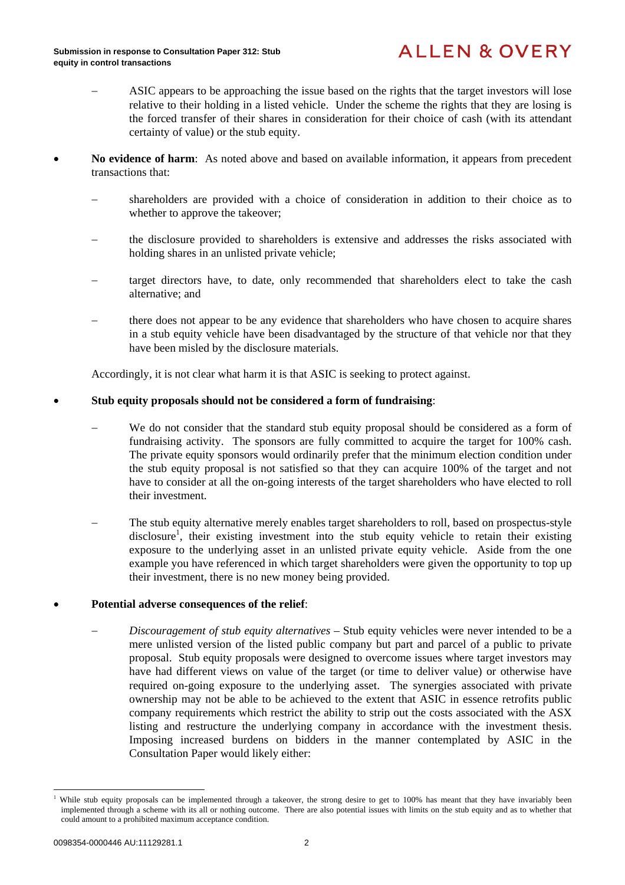- ASIC appears to be approaching the issue based on the rights that the target investors will lose relative to their holding in a listed vehicle. Under the scheme the rights that they are losing is the forced transfer of their shares in consideration for their choice of cash (with its attendant certainty of value) or the stub equity.

- **No evidence of harm**: As noted above and based on available information, it appears from precedent transactions that:

  - shareholders are provided with a choice of consideration in addition to their choice as to whether to approve the takeover;

  - the disclosure provided to shareholders is extensive and addresses the risks associated with holding shares in an unlisted private vehicle;

  - target directors have, to date, only recommended that shareholders elect to take the cash alternative; and

  - there does not appear to be any evidence that shareholders who have chosen to acquire shares in a stub equity vehicle have been disadvantaged by the structure of that vehicle nor that they have been misled by the disclosure materials.

  Accordingly, it is not clear what harm it is that ASIC is seeking to protect against.

- **Stub equity proposals should not be considered a form of fundraising**:

  - We do not consider that the standard stub equity proposal should be considered as a form of fundraising activity. The sponsors are fully committed to acquire the target for 100% cash. The private equity sponsors would ordinarily prefer that the minimum election condition under the stub equity proposal is not satisfied so that they can acquire 100% of the target and not have to consider at all the on-going interests of the target shareholders who have elected to roll their investment.

  - The stub equity alternative merely enables target shareholders to roll, based on prospectus-style disclosure[1], their existing investment into the stub equity vehicle to retain their existing exposure to the underlying asset in an unlisted private equity vehicle. Aside from the one example you have referenced in which target shareholders were given the opportunity to top up their investment, there is no new money being provided.

- **Potential adverse consequences of the relief**:

  - *Discouragement of stub equity alternatives* – Stub equity vehicles were never intended to be a mere unlisted version of the listed public company but part and parcel of a public to private proposal. Stub equity proposals were designed to overcome issues where target investors may have had different views on value of the target (or time to deliver value) or otherwise have required on-going exposure to the underlying asset. The synergies associated with private ownership may not be able to be achieved to the extent that ASIC in essence retrofits public company requirements which restrict the ability to strip out the costs associated with the ASX listing and restructure the underlying company in accordance with the investment thesis. Imposing increased burdens on bidders in the manner contemplated by ASIC in the Consultation Paper would likely either:

---

[1] While stub equity proposals can be implemented through a takeover, the strong desire to get to 100% has meant that they have invariably been implemented through a scheme with its all or nothing outcome. There are also potential issues with limits on the stub equity and as to whether that could amount to a prohibited maximum acceptance condition.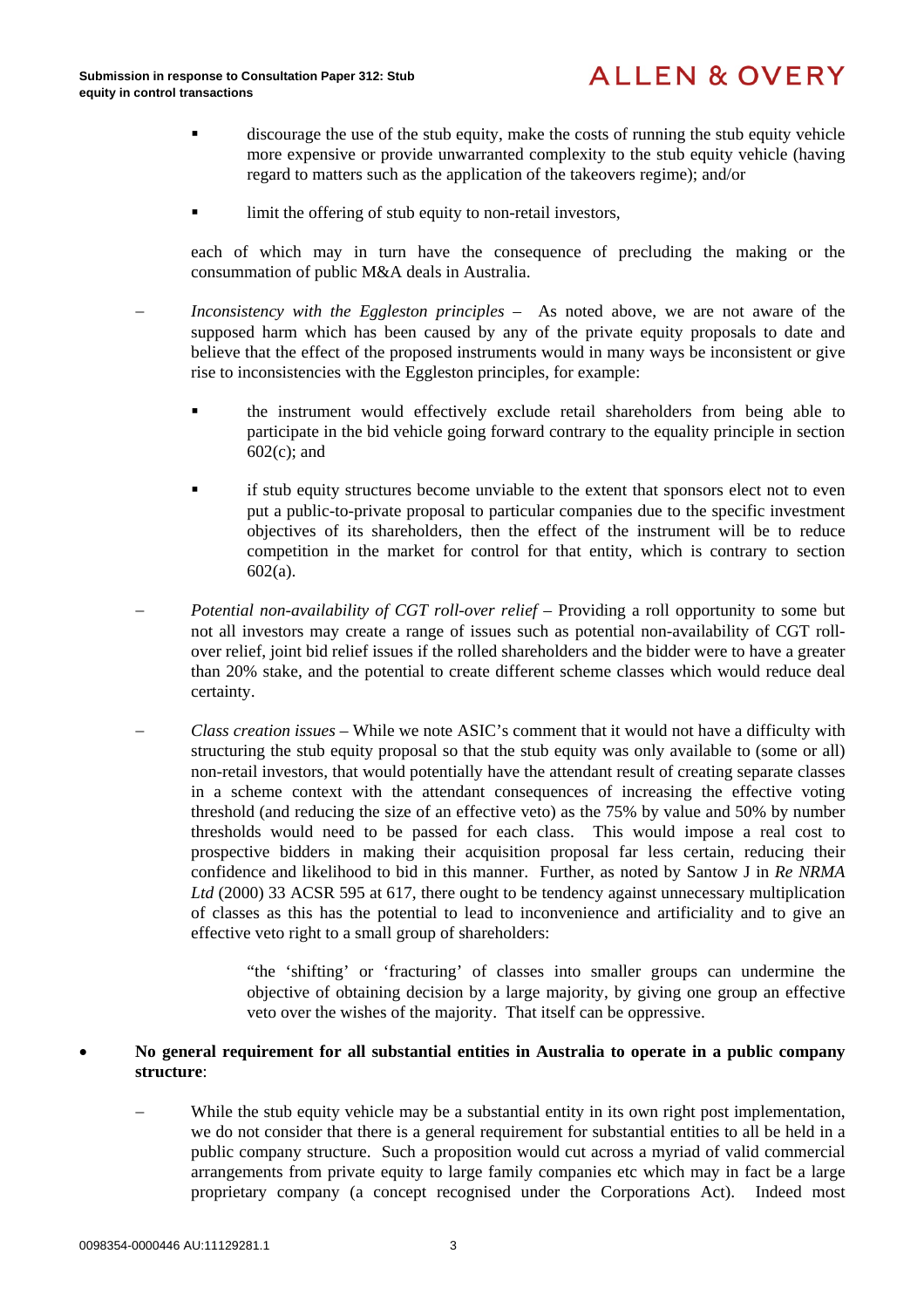- discourage the use of the stub equity, make the costs of running the stub equity vehicle more expensive or provide unwarranted complexity to the stub equity vehicle (having regard to matters such as the application of the takeovers regime); and/or
    - limit the offering of stub equity to non-retail investors,

  each of which may in turn have the consequence of precluding the making or the consummation of public M&A deals in Australia.

  - *Inconsistency with the Eggleston principles* – As noted above, we are not aware of the supposed harm which has been caused by any of the private equity proposals to date and believe that the effect of the proposed instruments would in many ways be inconsistent or give rise to inconsistencies with the Eggleston principles, for example:
    - the instrument would effectively exclude retail shareholders from being able to participate in the bid vehicle going forward contrary to the equality principle in section 602(c); and
    - if stub equity structures become unviable to the extent that sponsors elect not to even put a public-to-private proposal to particular companies due to the specific investment objectives of its shareholders, then the effect of the instrument will be to reduce competition in the market for control for that entity, which is contrary to section 602(a).
  - *Potential non-availability of CGT roll-over relief* – Providing a roll opportunity to some but not all investors may create a range of issues such as potential non-availability of CGT roll-over relief, joint bid relief issues if the rolled shareholders and the bidder were to have a greater than 20% stake, and the potential to create different scheme classes which would reduce deal certainty.
  - *Class creation issues* – While we note ASIC's comment that it would not have a difficulty with structuring the stub equity proposal so that the stub equity was only available to (some or all) non-retail investors, that would potentially have the attendant result of creating separate classes in a scheme context with the attendant consequences of increasing the effective voting threshold (and reducing the size of an effective veto) as the 75% by value and 50% by number thresholds would need to be passed for each class. This would impose a real cost to prospective bidders in making their acquisition proposal far less certain, reducing their confidence and likelihood to bid in this manner. Further, as noted by Santow J in *Re NRMA Ltd* (2000) 33 ACSR 595 at 617, there ought to be tendency against unnecessary multiplication of classes as this has the potential to lead to inconvenience and artificiality and to give an effective veto right to a small group of shareholders:

    > "the 'shifting' or 'fracturing' of classes into smaller groups can undermine the objective of obtaining decision by a large majority, by giving one group an effective veto over the wishes of the majority. That itself can be oppressive.

- **No general requirement for all substantial entities in Australia to operate in a public company structure**:
  - While the stub equity vehicle may be a substantial entity in its own right post implementation, we do not consider that there is a general requirement for substantial entities to all be held in a public company structure. Such a proposition would cut across a myriad of valid commercial arrangements from private equity to large family companies etc which may in fact be a large proprietary company (a concept recognised under the Corporations Act). Indeed most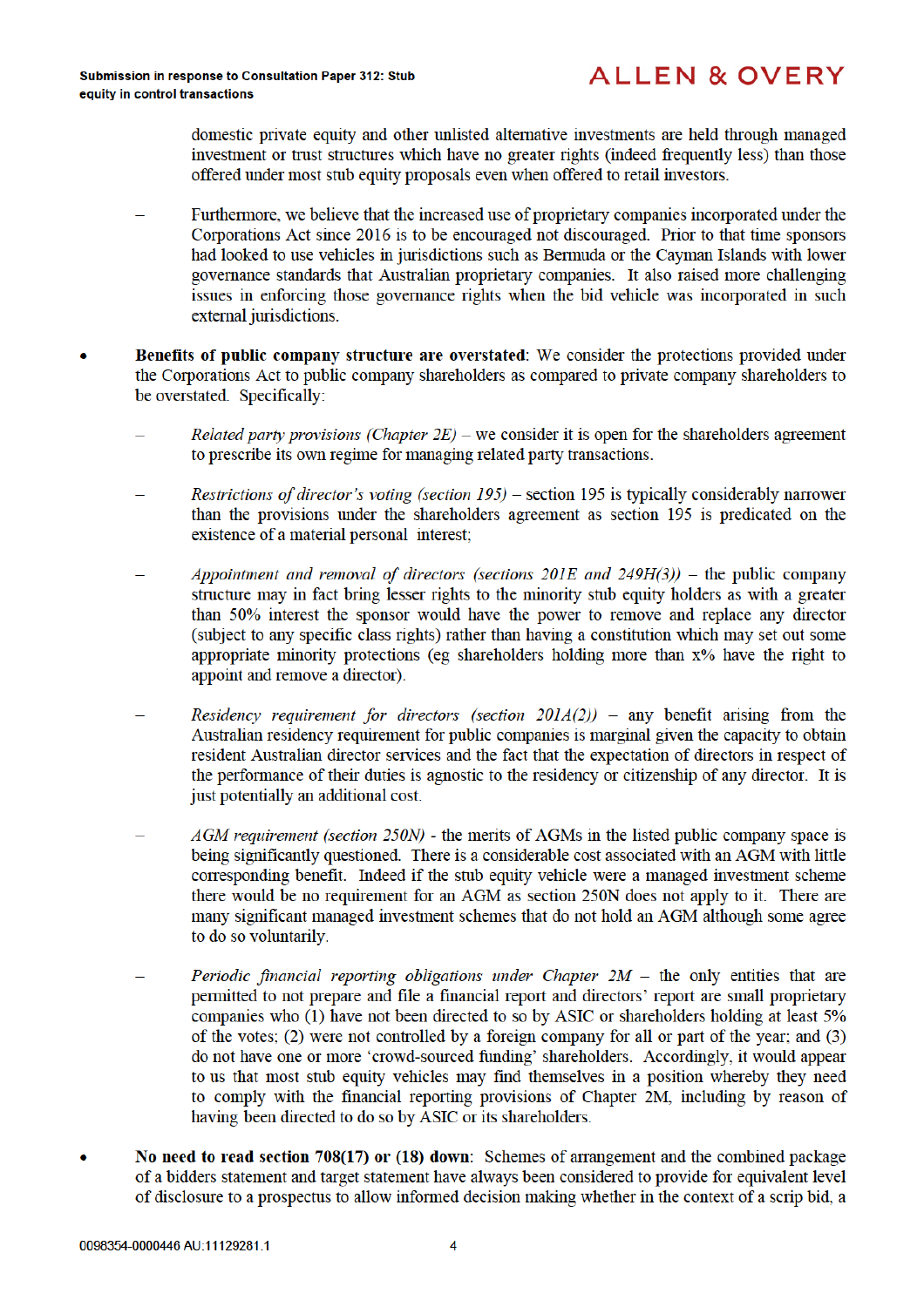domestic private equity and other unlisted alternative investments are held through managed investment or trust structures which have no greater rights (indeed frequently less) than those offered under most stub equity proposals even when offered to retail investors.

- Furthermore, we believe that the increased use of proprietary companies incorporated under the Corporations Act since 2016 is to be encouraged not discouraged. Prior to that time sponsors had looked to use vehicles in jurisdictions such as Bermuda or the Cayman Islands with lower governance standards that Australian proprietary companies. It also raised more challenging issues in enforcing those governance rights when the bid vehicle was incorporated in such external jurisdictions.

- **Benefits of public company structure are overstated:** We consider the protections provided under the Corporations Act to public company shareholders as compared to private company shareholders to be overstated. Specifically:
  - *Related party provisions (Chapter 2E)* – we consider it is open for the shareholders agreement to prescribe its own regime for managing related party transactions.
  - *Restrictions of director's voting (section 195)* – section 195 is typically considerably narrower than the provisions under the shareholders agreement as section 195 is predicated on the existence of a material personal interest;
  - *Appointment and removal of directors (sections 201E and 249H(3))* – the public company structure may in fact bring lesser rights to the minority stub equity holders as with a greater than 50% interest the sponsor would have the power to remove and replace any director (subject to any specific class rights) rather than having a constitution which may set out some appropriate minority protections (eg shareholders holding more than x% have the right to appoint and remove a director).
  - *Residency requirement for directors (section 201A(2))* – any benefit arising from the Australian residency requirement for public companies is marginal given the capacity to obtain resident Australian director services and the fact that the expectation of directors in respect of the performance of their duties is agnostic to the residency or citizenship of any director. It is just potentially an additional cost.
  - *AGM requirement (section 250N)* - the merits of AGMs in the listed public company space is being significantly questioned. There is a considerable cost associated with an AGM with little corresponding benefit. Indeed if the stub equity vehicle were a managed investment scheme there would be no requirement for an AGM as section 250N does not apply to it. There are many significant managed investment schemes that do not hold an AGM although some agree to do so voluntarily.
  - *Periodic financial reporting obligations under Chapter 2M* – the only entities that are permitted to not prepare and file a financial report and directors' report are small proprietary companies who (1) have not been directed to so by ASIC or shareholders holding at least 5% of the votes; (2) were not controlled by a foreign company for all or part of the year; and (3) do not have one or more 'crowd-sourced funding' shareholders. Accordingly, it would appear to us that most stub equity vehicles may find themselves in a position whereby they need to comply with the financial reporting provisions of Chapter 2M, including by reason of having been directed to do so by ASIC or its shareholders.

- **No need to read section 708(17) or (18) down**: Schemes of arrangement and the combined package of a bidders statement and target statement have always been considered to provide for equivalent level of disclosure to a prospectus to allow informed decision making whether in the context of a scrip bid, a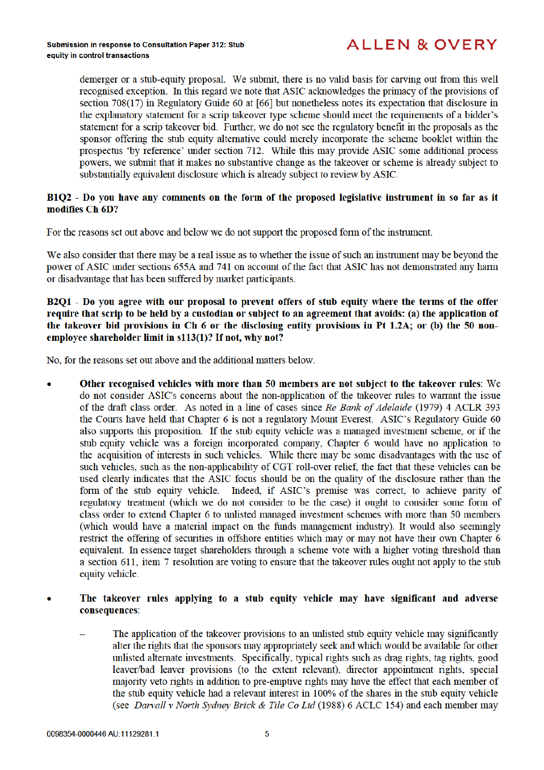demerger or a stub-equity proposal. We submit, there is no valid basis for carving out from this well recognised exception. In this regard we note that ASIC acknowledges the primacy of the provisions of section 708(17) in Regulatory Guide 60 at [66] but nonetheless notes its expectation that disclosure in the explanatory statement for a scrip takeover type scheme should meet the requirements of a bidder's statement for a scrip takeover bid. Further, we do not see the regulatory benefit in the proposals as the sponsor offering the stub equity alternative could merely incorporate the scheme booklet within the prospectus 'by reference' under section 712. While this may provide ASIC some additional process powers, we submit that it makes no substantive change as the takeover or scheme is already subject to substantially equivalent disclosure which is already subject to review by ASIC.

**B1Q2 - Do you have any comments on the form of the proposed legislative instrument in so far as it modifies Ch 6D?**

For the reasons set out above and below we do not support the proposed form of the instrument.

We also consider that there may be a real issue as to whether the issue of such an instrument may be beyond the power of ASIC under sections 655A and 741 on account of the fact that ASIC has not demonstrated any harm or disadvantage that has been suffered by market participants.

**B2Q1 - Do you agree with our proposal to prevent offers of stub equity where the terms of the offer require that scrip to be held by a custodian or subject to an agreement that avoids: (a) the application of the takeover bid provisions in Ch 6 or the disclosing entity provisions in Pt 1.2A; or (b) the 50 non-employee shareholder limit in s113(1)? If not, why not?**

No, for the reasons set out above and the additional matters below.

- **Other recognised vehicles with more than 50 members are not subject to the takeover rules**: We do not consider ASIC's concerns about the non-application of the takeover rules to warrant the issue of the draft class order. As noted in a line of cases since *Re Bank of Adelaide* (1979) 4 ACLR 393 the Courts have held that Chapter 6 is not a regulatory Mount Everest. ASIC's Regulatory Guide 60 also supports this proposition. If the stub equity vehicle was a managed investment scheme, or if the stub equity vehicle was a foreign incorporated company, Chapter 6 would have no application to the acquisition of interests in such vehicles. While there may be some disadvantages with the use of such vehicles, such as the non-applicability of CGT roll-over relief, the fact that these vehicles can be used clearly indicates that the ASIC focus should be on the quality of the disclosure rather than the form of the stub equity vehicle. Indeed, if ASIC's premise was correct, to achieve parity of regulatory treatment (which we do not consider to be the case) it ought to consider some form of class order to extend Chapter 6 to unlisted managed investment schemes with more than 50 members (which would have a material impact on the funds management industry). It would also seemingly restrict the offering of securities in offshore entities which may or may not have their own Chapter 6 equivalent. In essence target shareholders through a scheme vote with a higher voting threshold than a section 611, item 7 resolution are voting to ensure that the takeover rules ought not apply to the stub equity vehicle.

- **The takeover rules applying to a stub equity vehicle may have significant and adverse consequences**:

  - The application of the takeover provisions to an unlisted stub equity vehicle may significantly alter the rights that the sponsors may appropriately seek and which would be available for other unlisted alternate investments. Specifically, typical rights such as drag rights, tag rights, good leaver/bad leaver provisions (to the extent relevant), director appointment rights, special majority veto rights in addition to pre-emptive rights may have the effect that each member of the stub equity vehicle had a relevant interest in 100% of the shares in the stub equity vehicle (see *Darvall v North Sydney Brick & Tile Co Ltd* (1988) 6 ACLC 154) and each member may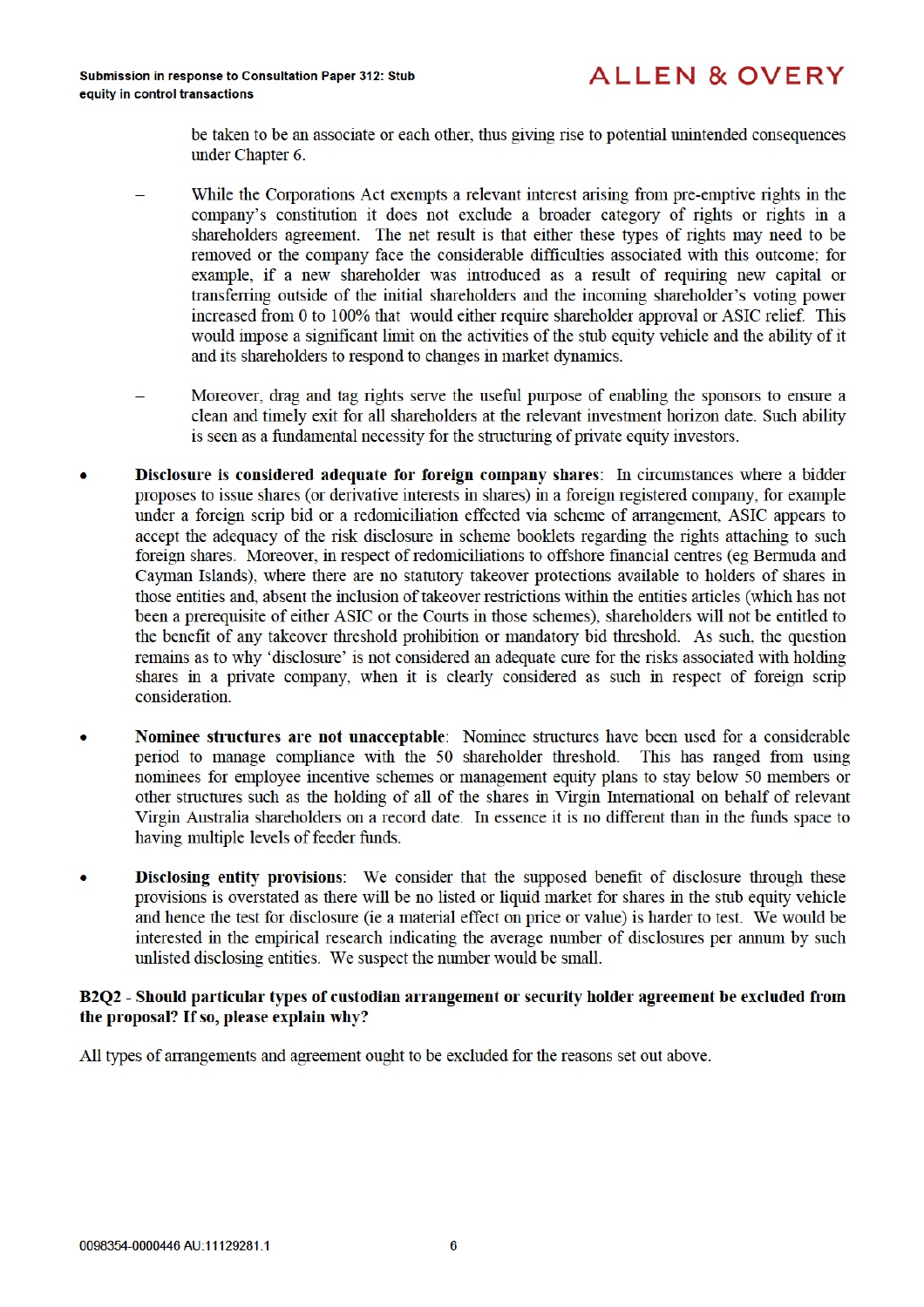be taken to be an associate or each other, thus giving rise to potential unintended consequences under Chapter 6.

- While the Corporations Act exempts a relevant interest arising from pre-emptive rights in the company's constitution it does not exclude a broader category of rights or rights in a shareholders agreement. The net result is that either these types of rights may need to be removed or the company face the considerable difficulties associated with this outcome; for example, if a new shareholder was introduced as a result of requiring new capital or transferring outside of the initial shareholders and the incoming shareholder's voting power increased from 0 to 100% that would either require shareholder approval or ASIC relief. This would impose a significant limit on the activities of the stub equity vehicle and the ability of it and its shareholders to respond to changes in market dynamics.

- Moreover, drag and tag rights serve the useful purpose of enabling the sponsors to ensure a clean and timely exit for all shareholders at the relevant investment horizon date. Such ability is seen as a fundamental necessity for the structuring of private equity investors.

- **Disclosure is considered adequate for foreign company shares**: In circumstances where a bidder proposes to issue shares (or derivative interests in shares) in a foreign registered company, for example under a foreign scrip bid or a redomiciliation effected via scheme of arrangement, ASIC appears to accept the adequacy of the risk disclosure in scheme booklets regarding the rights attaching to such foreign shares. Moreover, in respect of redomiciliations to offshore financial centres (eg Bermuda and Cayman Islands), where there are no statutory takeover protections available to holders of shares in those entities and, absent the inclusion of takeover restrictions within the entities articles (which has not been a prerequisite of either ASIC or the Courts in those schemes), shareholders will not be entitled to the benefit of any takeover threshold prohibition or mandatory bid threshold. As such, the question remains as to why 'disclosure' is not considered an adequate cure for the risks associated with holding shares in a private company, when it is clearly considered as such in respect of foreign scrip consideration.

- **Nominee structures are not unacceptable**: Nominee structures have been used for a considerable period to manage compliance with the 50 shareholder threshold. This has ranged from using nominees for employee incentive schemes or management equity plans to stay below 50 members or other structures such as the holding of all of the shares in Virgin International on behalf of relevant Virgin Australia shareholders on a record date. In essence it is no different than in the funds space to having multiple levels of feeder funds.

- **Disclosing entity provisions**: We consider that the supposed benefit of disclosure through these provisions is overstated as there will be no listed or liquid market for shares in the stub equity vehicle and hence the test for disclosure (ie a material effect on price or value) is harder to test. We would be interested in the empirical research indicating the average number of disclosures per annum by such unlisted disclosing entities. We suspect the number would be small.

**B2Q2 - Should particular types of custodian arrangement or security holder agreement be excluded from the proposal? If so, please explain why?**

All types of arrangements and agreement ought to be excluded for the reasons set out above.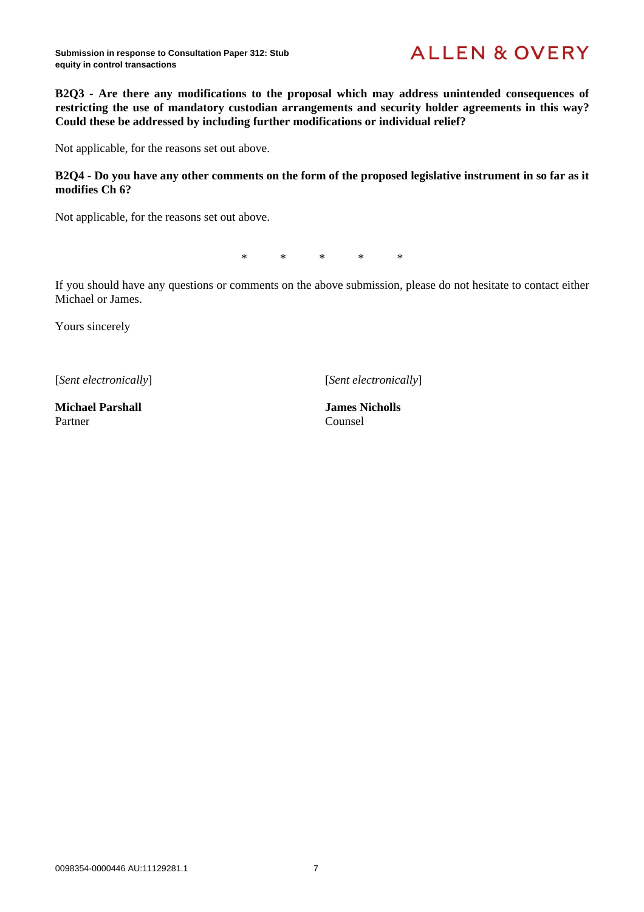**B2Q3 - Are there any modifications to the proposal which may address unintended consequences of restricting the use of mandatory custodian arrangements and security holder agreements in this way? Could these be addressed by including further modifications or individual relief?**

Not applicable, for the reasons set out above.

**B2Q4 - Do you have any other comments on the form of the proposed legislative instrument in so far as it modifies Ch 6?**

Not applicable, for the reasons set out above.

\*        \*        \*        \*        \*

If you should have any questions or comments on the above submission, please do not hesitate to contact either Michael or James.

Yours sincerely

[*Sent electronically*]

**Michael Parshall**
Partner

[*Sent electronically*]

**James Nicholls**
Counsel